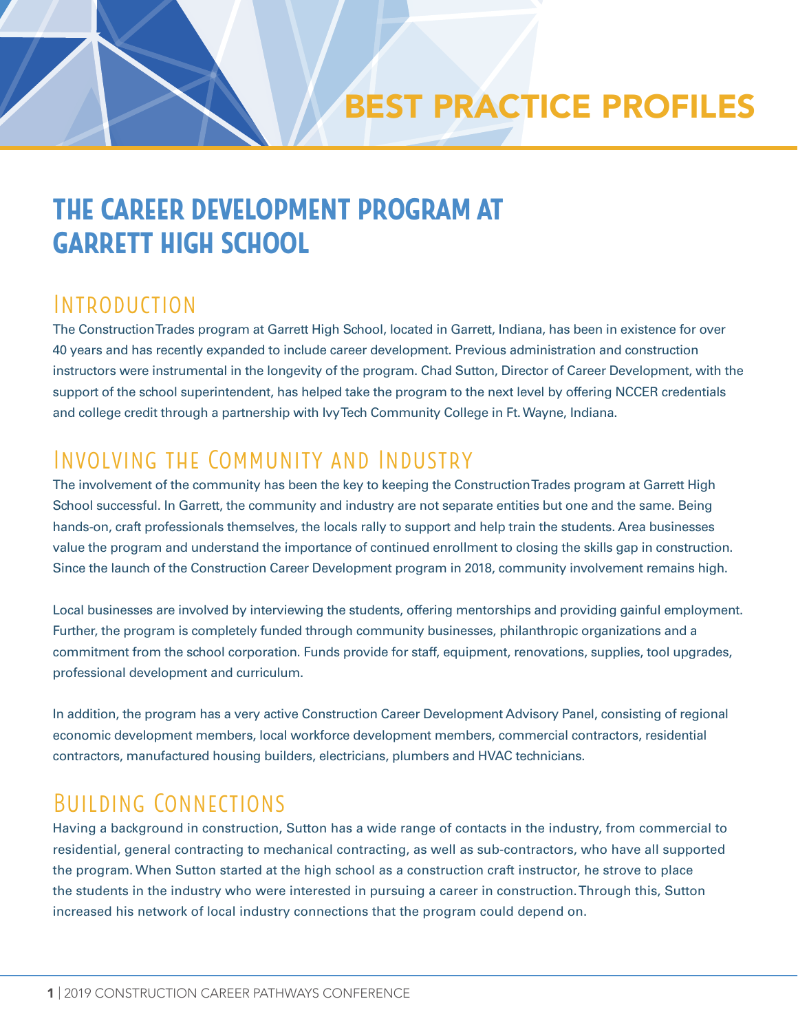# BEST PRACTICE PROFILES

## THE CAREER DEVELOPMENT PROGRAM AT GARRETT HIGH SCHOOL

### Introduction

The Construction Trades program at Garrett High School, located in Garrett, Indiana, has been in existence for over 40 years and has recently expanded to include career development. Previous administration and construction instructors were instrumental in the longevity of the program. Chad Sutton, Director of Career Development, with the support of the school superintendent, has helped take the program to the next level by offering NCCER credentials and college credit through a partnership with Ivy Tech Community College in Ft. Wayne, Indiana.

### Involving the Community and Industry

The involvement of the community has been the key to keeping the Construction Trades program at Garrett High School successful. In Garrett, the community and industry are not separate entities but one and the same. Being hands-on, craft professionals themselves, the locals rally to support and help train the students. Area businesses value the program and understand the importance of continued enrollment to closing the skills gap in construction. Since the launch of the Construction Career Development program in 2018, community involvement remains high.

Local businesses are involved by interviewing the students, offering mentorships and providing gainful employment. Further, the program is completely funded through community businesses, philanthropic organizations and a commitment from the school corporation. Funds provide for staff, equipment, renovations, supplies, tool upgrades, professional development and curriculum.

In addition, the program has a very active Construction Career Development Advisory Panel, consisting of regional economic development members, local workforce development members, commercial contractors, residential contractors, manufactured housing builders, electricians, plumbers and HVAC technicians.

### Building Connections

Having a background in construction, Sutton has a wide range of contacts in the industry, from commercial to residential, general contracting to mechanical contracting, as well as sub-contractors, who have all supported the program. When Sutton started at the high school as a construction craft instructor, he strove to place the students in the industry who were interested in pursuing a career in construction. Through this, Sutton increased his network of local industry connections that the program could depend on.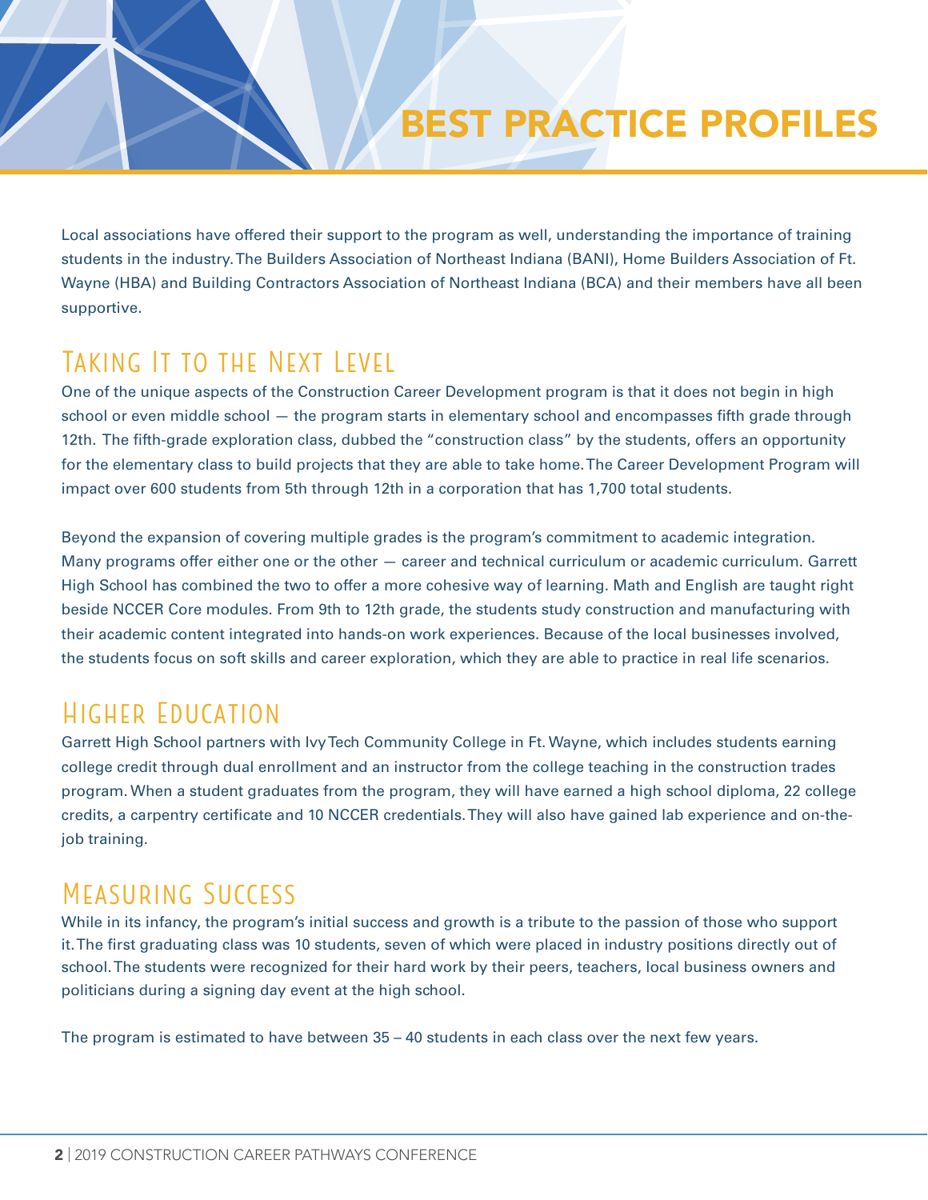# BEST PRACTICE PROFILES

Local associations have offered their support to the program as well, understanding the importance of training students in the industry. The Builders Association of Northeast Indiana (BANI), Home Builders Association of Ft. Wayne (HBA) and Building Contractors Association of Northeast Indiana (BCA) and their members have all been supportive.

## Taking It to the Next Level

One of the unique aspects of the Construction Career Development program is that it does not begin in high school or even middle school — the program starts in elementary school and encompasses fifth grade through 12th. The fifth-grade exploration class, dubbed the "construction class" by the students, offers an opportunity for the elementary class to build projects that they are able to take home. The Career Development Program will impact over 600 students from 5th through 12th in a corporation that has 1,700 total students.

Beyond the expansion of covering multiple grades is the program's commitment to academic integration. Many programs offer either one or the other — career and technical curriculum or academic curriculum. Garrett High School has combined the two to offer a more cohesive way of learning. Math and English are taught right beside NCCER Core modules. From 9th to 12th grade, the students study construction and manufacturing with their academic content integrated into hands-on work experiences. Because of the local businesses involved, the students focus on soft skills and career exploration, which they are able to practice in real life scenarios.

## Higher Education

Garrett High School partners with Ivy Tech Community College in Ft. Wayne, which includes students earning college credit through dual enrollment and an instructor from the college teaching in the construction trades program. When a student graduates from the program, they will have earned a high school diploma, 22 college credits, a carpentry certificate and 10 NCCER credentials. They will also have gained lab experience and on-the-job training.

## Measuring Success

While in its infancy, the program's initial success and growth is a tribute to the passion of those who support it. The first graduating class was 10 students, seven of which were placed in industry positions directly out of school. The students were recognized for their hard work by their peers, teachers, local business owners and politicians during a signing day event at the high school.

The program is estimated to have between 35 – 40 students in each class over the next few years.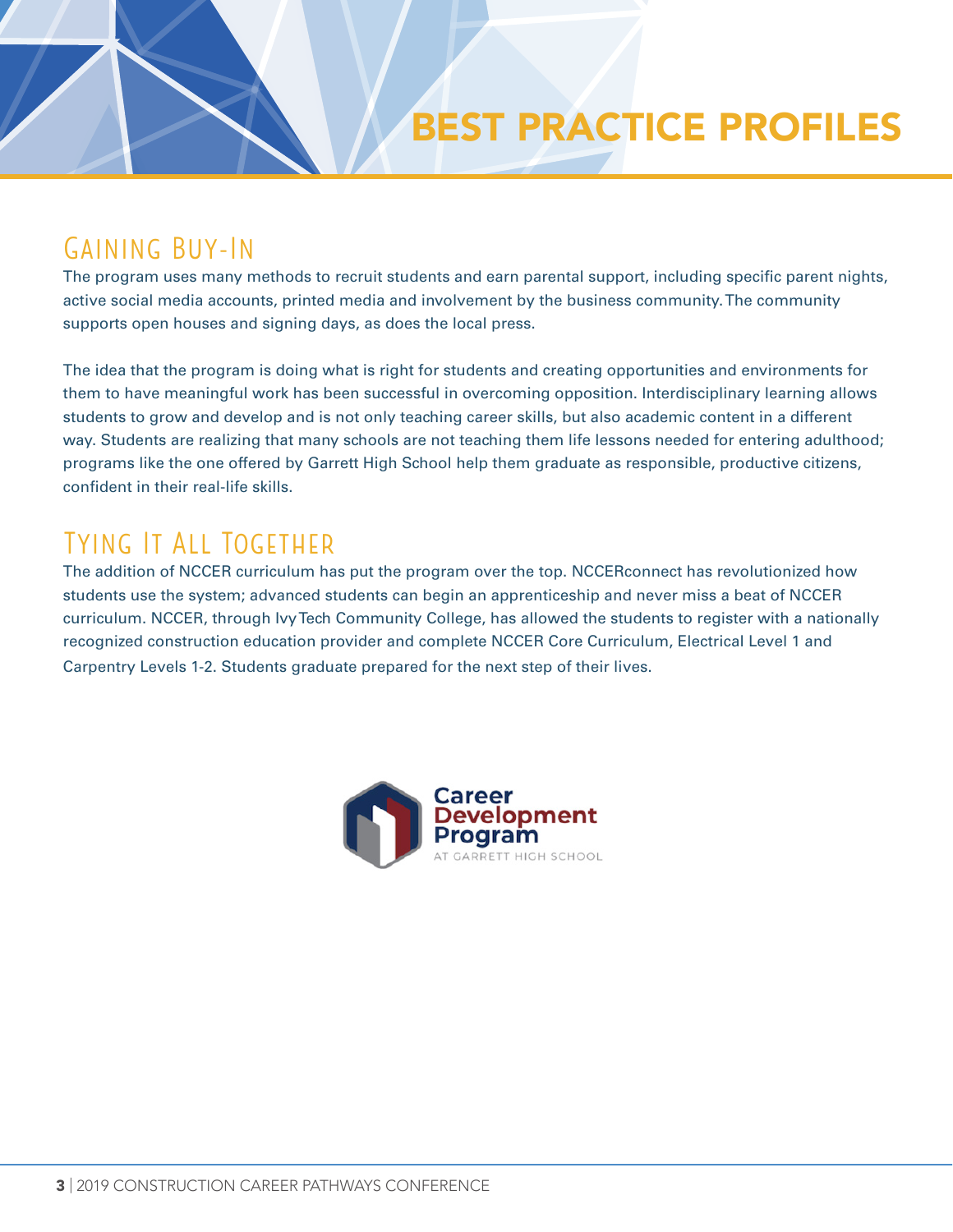# BEST PRACTICE PROFILES

## Gaining Buy-In

The program uses many methods to recruit students and earn parental support, including specific parent nights, active social media accounts, printed media and involvement by the business community. The community supports open houses and signing days, as does the local press.

The idea that the program is doing what is right for students and creating opportunities and environments for them to have meaningful work has been successful in overcoming opposition. Interdisciplinary learning allows students to grow and develop and is not only teaching career skills, but also academic content in a different way. Students are realizing that many schools are not teaching them life lessons needed for entering adulthood; programs like the one offered by Garrett High School help them graduate as responsible, productive citizens, confident in their real-life skills.

## Tying It All Together

The addition of NCCER curriculum has put the program over the top. NCCERconnect has revolutionized how students use the system; advanced students can begin an apprenticeship and never miss a beat of NCCER curriculum. NCCER, through Ivy Tech Community College, has allowed the students to register with a nationally recognized construction education provider and complete NCCER Core Curriculum, Electrical Level 1 and Carpentry Levels 1-2. Students graduate prepared for the next step of their lives.

Career Development Program
AT GARRETT HIGH SCHOOL